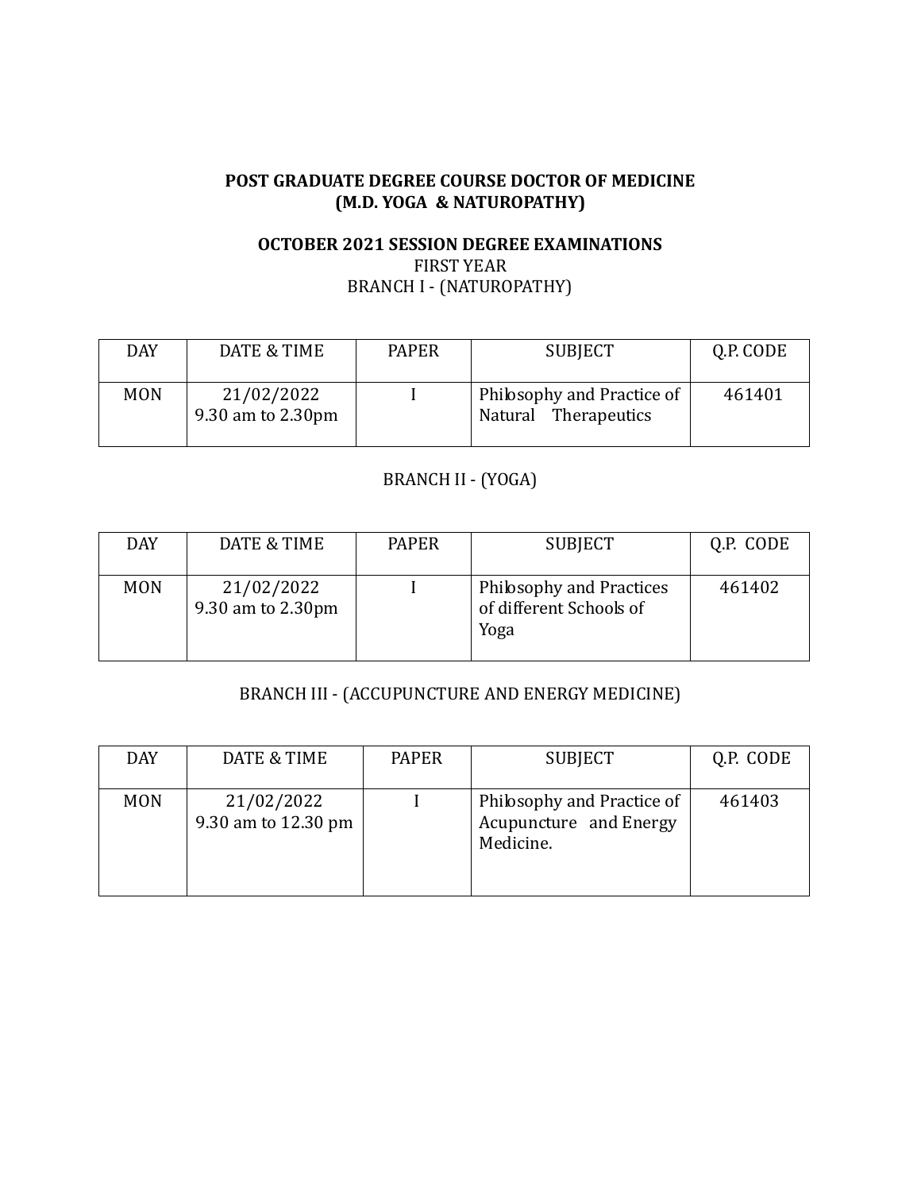**POST GRADUATE DEGREE COURSE DOCTOR OF MEDICINE**
**(M.D. YOGA & NATUROPATHY)**

**OCTOBER 2021 SESSION DEGREE EXAMINATIONS**

FIRST YEAR

BRANCH I - (NATUROPATHY)

| DAY | DATE & TIME | PAPER | SUBJECT | Q.P. CODE |
|---|---|---|---|---|
| MON | 21/02/2022<br>9.30 am to 2.30pm | I | Philosophy and Practice of Natural Therapeutics | 461401 |

BRANCH II - (YOGA)

| DAY | DATE & TIME | PAPER | SUBJECT | Q.P. CODE |
|---|---|---|---|---|
| MON | 21/02/2022<br>9.30 am to 2.30pm | I | Philosophy and Practices of different Schools of Yoga | 461402 |

BRANCH III - (ACCUPUNCTURE AND ENERGY MEDICINE)

| DAY | DATE & TIME | PAPER | SUBJECT | Q.P. CODE |
|---|---|---|---|---|
| MON | 21/02/2022<br>9.30 am to 12.30 pm | I | Philosophy and Practice of Acupuncture and Energy Medicine. | 461403 |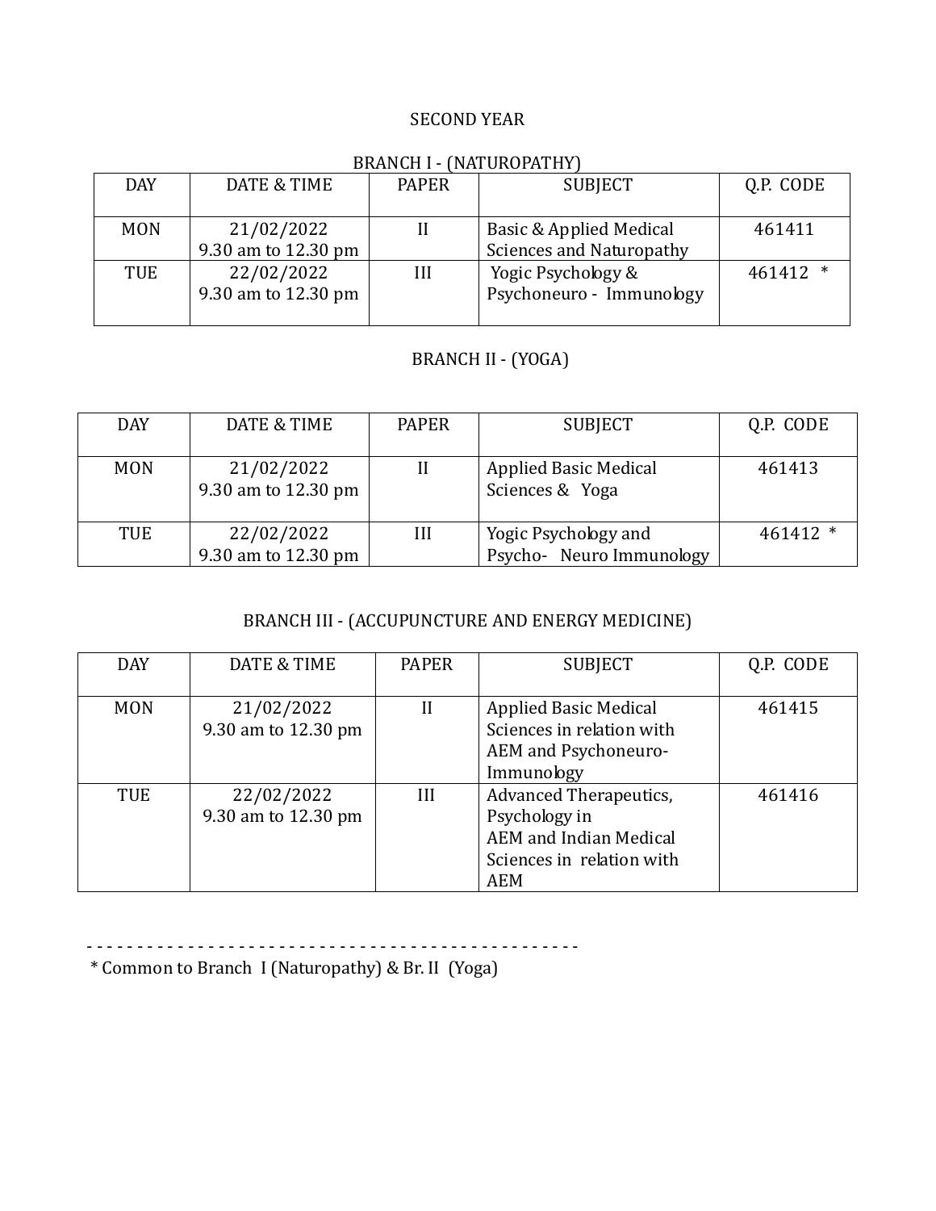## SECOND YEAR

### BRANCH I - (NATUROPATHY)

| DAY | DATE & TIME | PAPER | SUBJECT | Q.P. CODE |
|---|---|---|---|---|
| MON | 21/02/2022 9.30 am to 12.30 pm | II | Basic & Applied Medical Sciences and Naturopathy | 461411 |
| TUE | 22/02/2022 9.30 am to 12.30 pm | III | Yogic Psychology & Psychoneuro - Immunology | 461412 * |

### BRANCH II - (YOGA)

| DAY | DATE & TIME | PAPER | SUBJECT | Q.P. CODE |
|---|---|---|---|---|
| MON | 21/02/2022 9.30 am to 12.30 pm | II | Applied Basic Medical Sciences & Yoga | 461413 |
| TUE | 22/02/2022 9.30 am to 12.30 pm | III | Yogic Psychology and Psycho- Neuro Immunology | 461412 * |

### BRANCH III - (ACCUPUNCTURE AND ENERGY MEDICINE)

| DAY | DATE & TIME | PAPER | SUBJECT | Q.P. CODE |
|---|---|---|---|---|
| MON | 21/02/2022 9.30 am to 12.30 pm | II | Applied Basic Medical Sciences in relation with AEM and Psychoneuro-Immunology | 461415 |
| TUE | 22/02/2022 9.30 am to 12.30 pm | III | Advanced Therapeutics, Psychology in AEM and Indian Medical Sciences in relation with AEM | 461416 |

- - - - - - - - - - - - - - - - - - - - - - - - - - - - - - - - - - - - - - - - - - - - - - - - -

* Common to Branch I (Naturopathy) & Br. II (Yoga)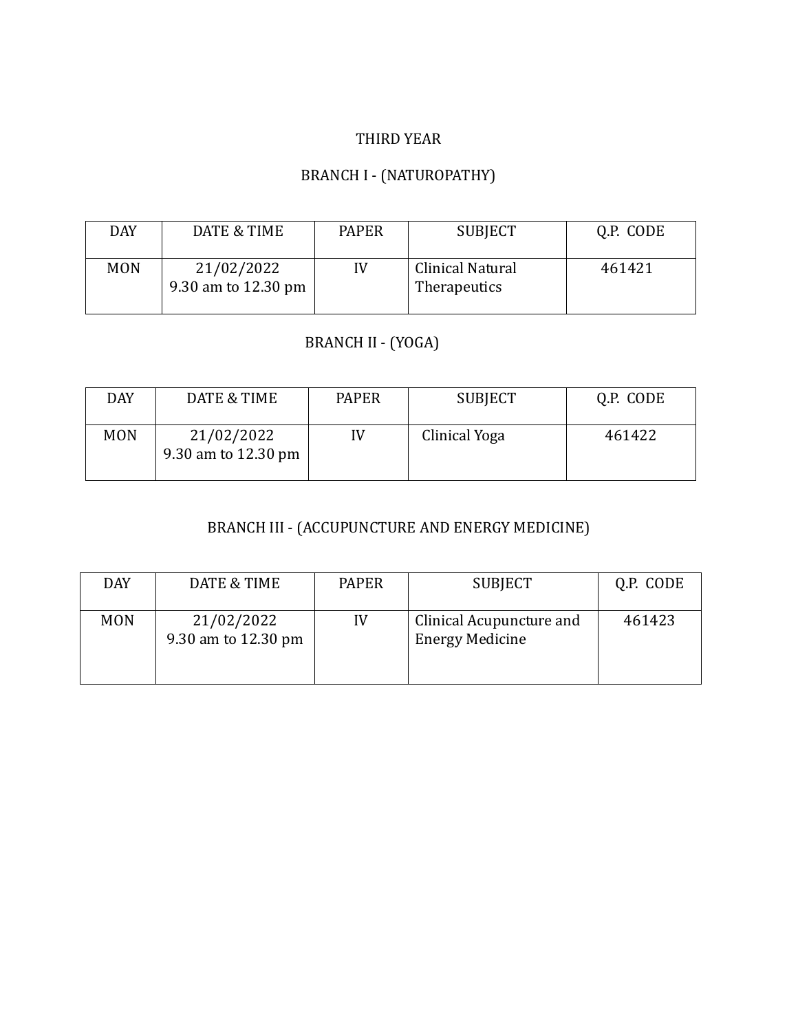## THIRD YEAR

### BRANCH I - (NATUROPATHY)

| DAY | DATE & TIME | PAPER | SUBJECT | Q.P. CODE |
|---|---|---|---|---|
| MON | 21/02/2022 9.30 am to 12.30 pm | IV | Clinical Natural Therapeutics | 461421 |

### BRANCH II - (YOGA)

| DAY | DATE & TIME | PAPER | SUBJECT | Q.P. CODE |
|---|---|---|---|---|
| MON | 21/02/2022 9.30 am to 12.30 pm | IV | Clinical Yoga | 461422 |

### BRANCH III - (ACCUPUNCTURE AND ENERGY MEDICINE)

| DAY | DATE & TIME | PAPER | SUBJECT | Q.P. CODE |
|---|---|---|---|---|
| MON | 21/02/2022 9.30 am to 12.30 pm | IV | Clinical Acupuncture and Energy Medicine | 461423 |